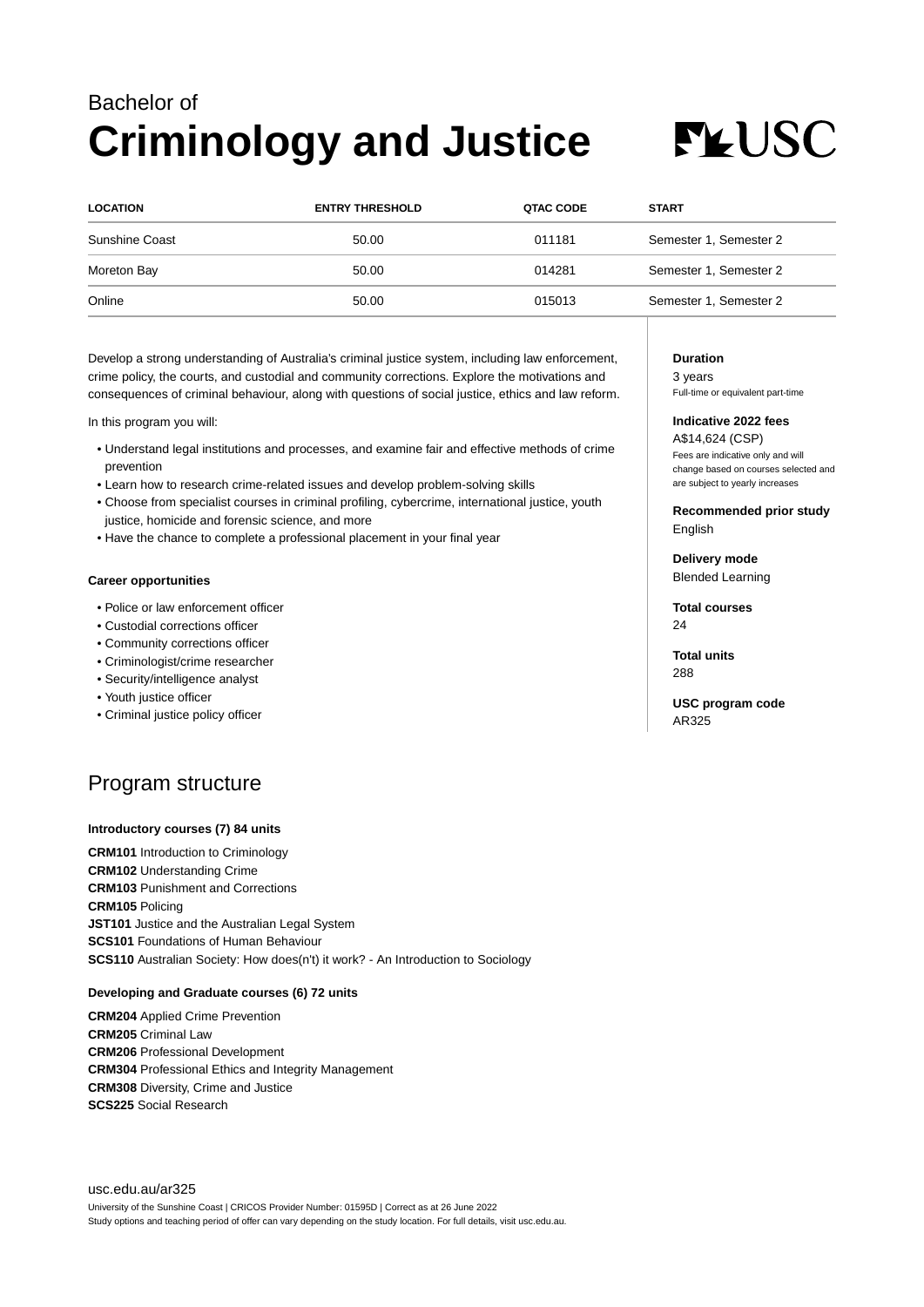Bachelor of

# Criminology and Justice

| LOCATION | ENTRY THRESHOLD | QTAC CODE | START |
|---|---|---|---|
| Sunshine Coast | 50.00 | 011181 | Semester 1, Semester 2 |
| Moreton Bay | 50.00 | 014281 | Semester 1, Semester 2 |
| Online | 50.00 | 015013 | Semester 1, Semester 2 |

Develop a strong understanding of Australia's criminal justice system, including law enforcement, crime policy, the courts, and custodial and community corrections. Explore the motivations and consequences of criminal behaviour, along with questions of social justice, ethics and law reform.

In this program you will:

- Understand legal institutions and processes, and examine fair and effective methods of crime prevention
- Learn how to research crime-related issues and develop problem-solving skills
- Choose from specialist courses in criminal profiling, cybercrime, international justice, youth justice, homicide and forensic science, and more
- Have the chance to complete a professional placement in your final year

**Career opportunities**

- Police or law enforcement officer
- Custodial corrections officer
- Community corrections officer
- Criminologist/crime researcher
- Security/intelligence analyst
- Youth justice officer
- Criminal justice policy officer

**Duration**
3 years
Full-time or equivalent part-time

**Indicative 2022 fees**
A$14,624 (CSP)
Fees are indicative only and will change based on courses selected and are subject to yearly increases

**Recommended prior study**
English

**Delivery mode**
Blended Learning

**Total courses**
24

**Total units**
288

**USC program code**
AR325

## Program structure

**Introductory courses (7) 84 units**

**CRM101** Introduction to Criminology
**CRM102** Understanding Crime
**CRM103** Punishment and Corrections
**CRM105** Policing
**JST101** Justice and the Australian Legal System
**SCS101** Foundations of Human Behaviour
**SCS110** Australian Society: How does(n't) it work? - An Introduction to Sociology

**Developing and Graduate courses (6) 72 units**

**CRM204** Applied Crime Prevention
**CRM205** Criminal Law
**CRM206** Professional Development
**CRM304** Professional Ethics and Integrity Management
**CRM308** Diversity, Crime and Justice
**SCS225** Social Research

usc.edu.au/ar325
University of the Sunshine Coast | CRICOS Provider Number: 01595D | Correct as at 26 June 2022
Study options and teaching period of offer can vary depending on the study location. For full details, visit usc.edu.au.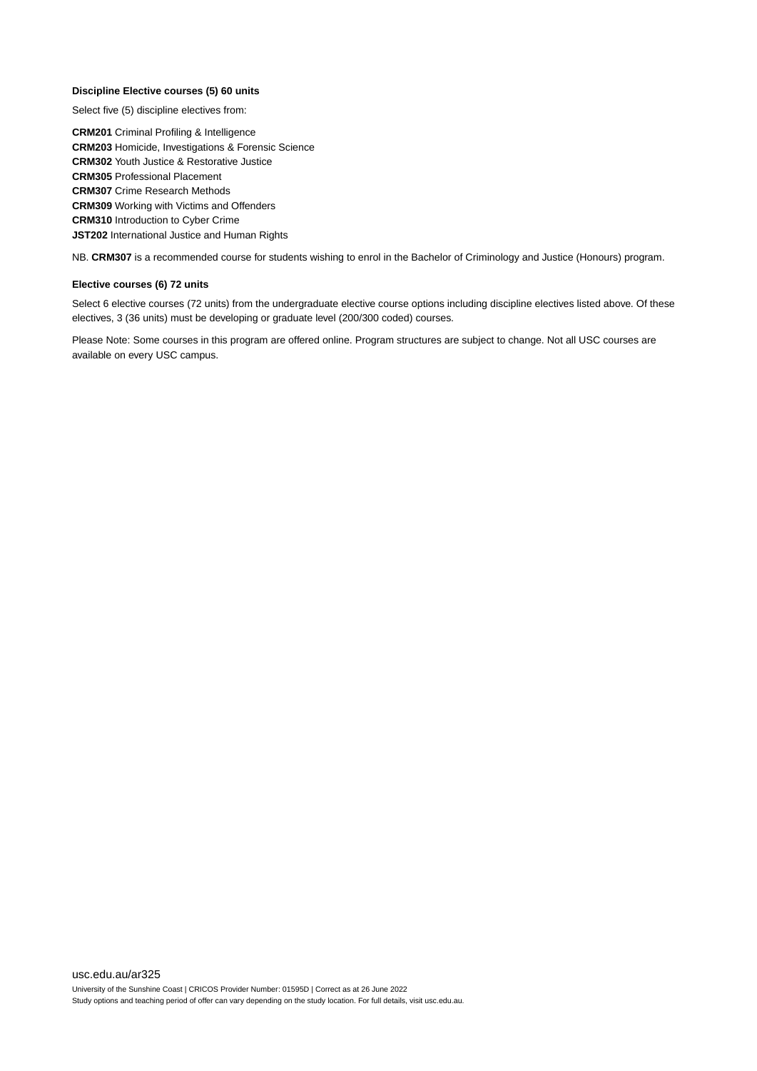**Discipline Elective courses (5) 60 units**

Select five (5) discipline electives from:

**CRM201** Criminal Profiling & Intelligence
**CRM203** Homicide, Investigations & Forensic Science
**CRM302** Youth Justice & Restorative Justice
**CRM305** Professional Placement
**CRM307** Crime Research Methods
**CRM309** Working with Victims and Offenders
**CRM310** Introduction to Cyber Crime
**JST202** International Justice and Human Rights

NB. **CRM307** is a recommended course for students wishing to enrol in the Bachelor of Criminology and Justice (Honours) program.

**Elective courses (6) 72 units**

Select 6 elective courses (72 units) from the undergraduate elective course options including discipline electives listed above. Of these electives, 3 (36 units) must be developing or graduate level (200/300 coded) courses.

Please Note: Some courses in this program are offered online. Program structures are subject to change. Not all USC courses are available on every USC campus.

usc.edu.au/ar325

University of the Sunshine Coast | CRICOS Provider Number: 01595D | Correct as at 26 June 2022
Study options and teaching period of offer can vary depending on the study location. For full details, visit usc.edu.au.